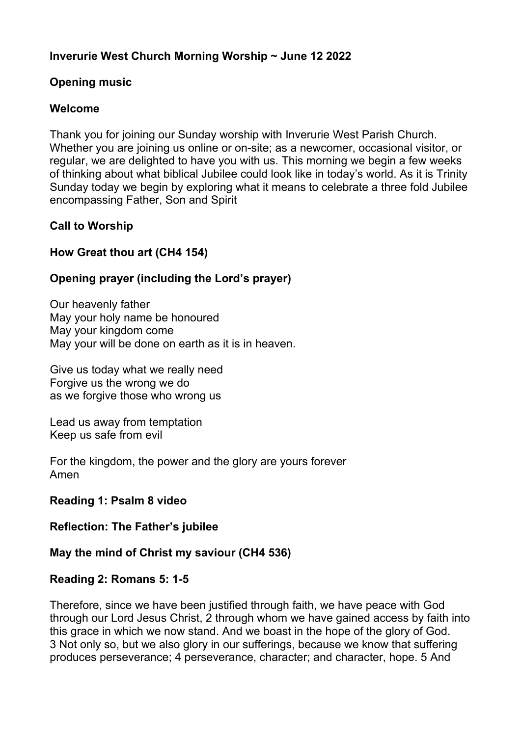# Inverurie West Church Morning Worship ~ June 12 2022

## Opening music

## Welcome

Thank you for joining our Sunday worship with Inverurie West Parish Church. Whether you are joining us online or on-site; as a newcomer, occasional visitor, or regular, we are delighted to have you with us. This morning we begin a few weeks of thinking about what biblical Jubilee could look like in today's world. As it is Trinity Sunday today we begin by exploring what it means to celebrate a three fold Jubilee encompassing Father, Son and Spirit

## Call to Worship

## How Great thou art (CH4 154)

## Opening prayer (including the Lord's prayer)

Our heavenly father
May your holy name be honoured
May your kingdom come
May your will be done on earth as it is in heaven.

Give us today what we really need
Forgive us the wrong we do
as we forgive those who wrong us

Lead us away from temptation
Keep us safe from evil

For the kingdom, the power and the glory are yours forever
Amen

## Reading 1: Psalm 8 video

## Reflection: The Father's jubilee

## May the mind of Christ my saviour (CH4 536)

## Reading 2: Romans 5: 1-5

Therefore, since we have been justified through faith, we have peace with God through our Lord Jesus Christ, 2 through whom we have gained access by faith into this grace in which we now stand. And we boast in the hope of the glory of God. 3 Not only so, but we also glory in our sufferings, because we know that suffering produces perseverance; 4 perseverance, character; and character, hope. 5 And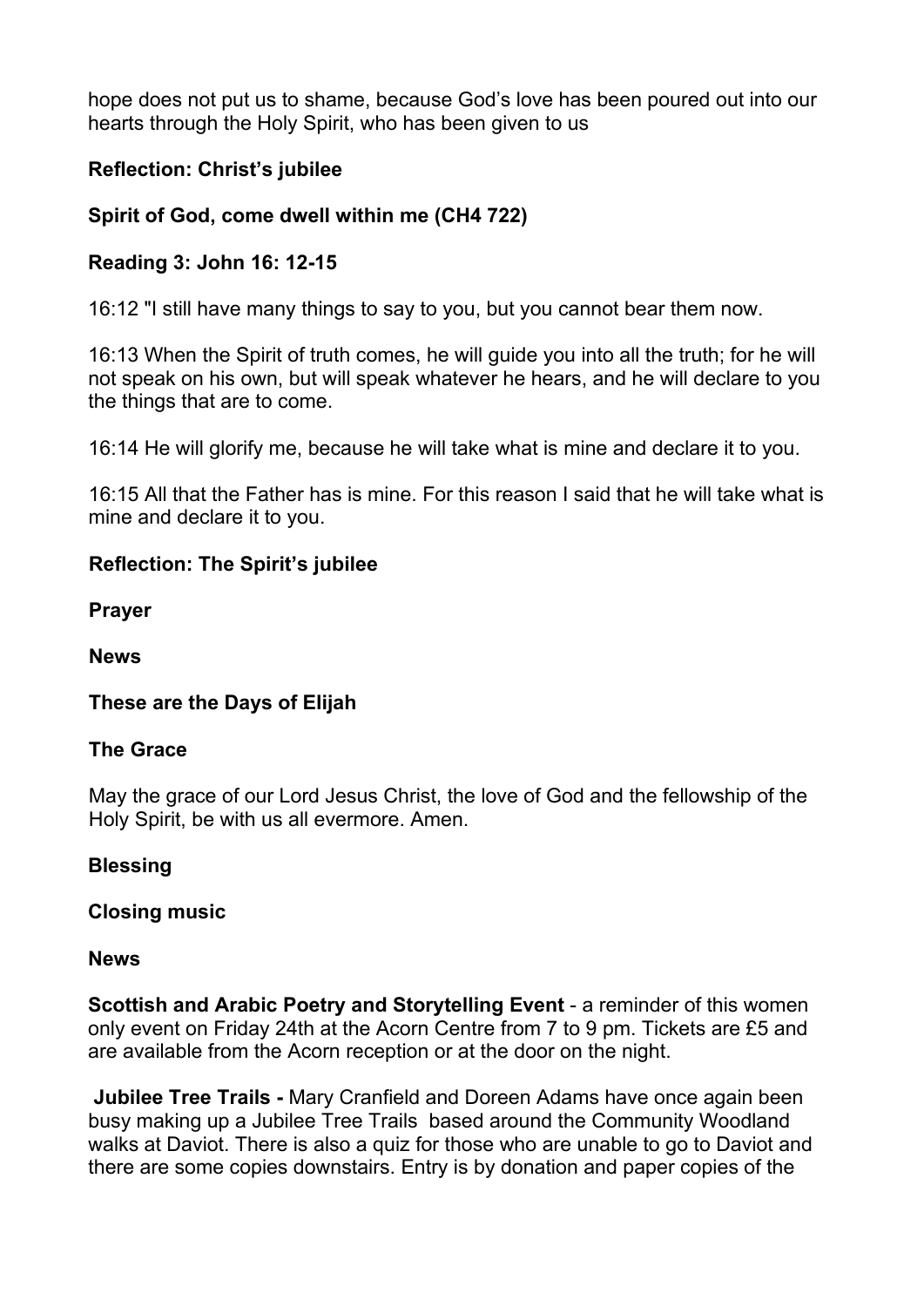hope does not put us to shame, because God's love has been poured out into our hearts through the Holy Spirit, who has been given to us

**Reflection: Christ's jubilee**

**Spirit of God, come dwell within me (CH4 722)**

**Reading 3: John 16: 12-15**

16:12 "I still have many things to say to you, but you cannot bear them now.

16:13 When the Spirit of truth comes, he will guide you into all the truth; for he will not speak on his own, but will speak whatever he hears, and he will declare to you the things that are to come.

16:14 He will glorify me, because he will take what is mine and declare it to you.

16:15 All that the Father has is mine. For this reason I said that he will take what is mine and declare it to you.

**Reflection: The Spirit's jubilee**

**Prayer**

**News**

**These are the Days of Elijah**

**The Grace**

May the grace of our Lord Jesus Christ, the love of God and the fellowship of the Holy Spirit, be with us all evermore. Amen.

**Blessing**

**Closing music**

**News**

**Scottish and Arabic Poetry and Storytelling Event** - a reminder of this women only event on Friday 24th at the Acorn Centre from 7 to 9 pm. Tickets are £5 and are available from the Acorn reception or at the door on the night.

**Jubilee Tree Trails -** Mary Cranfield and Doreen Adams have once again been busy making up a Jubilee Tree Trails based around the Community Woodland walks at Daviot. There is also a quiz for those who are unable to go to Daviot and there are some copies downstairs. Entry is by donation and paper copies of the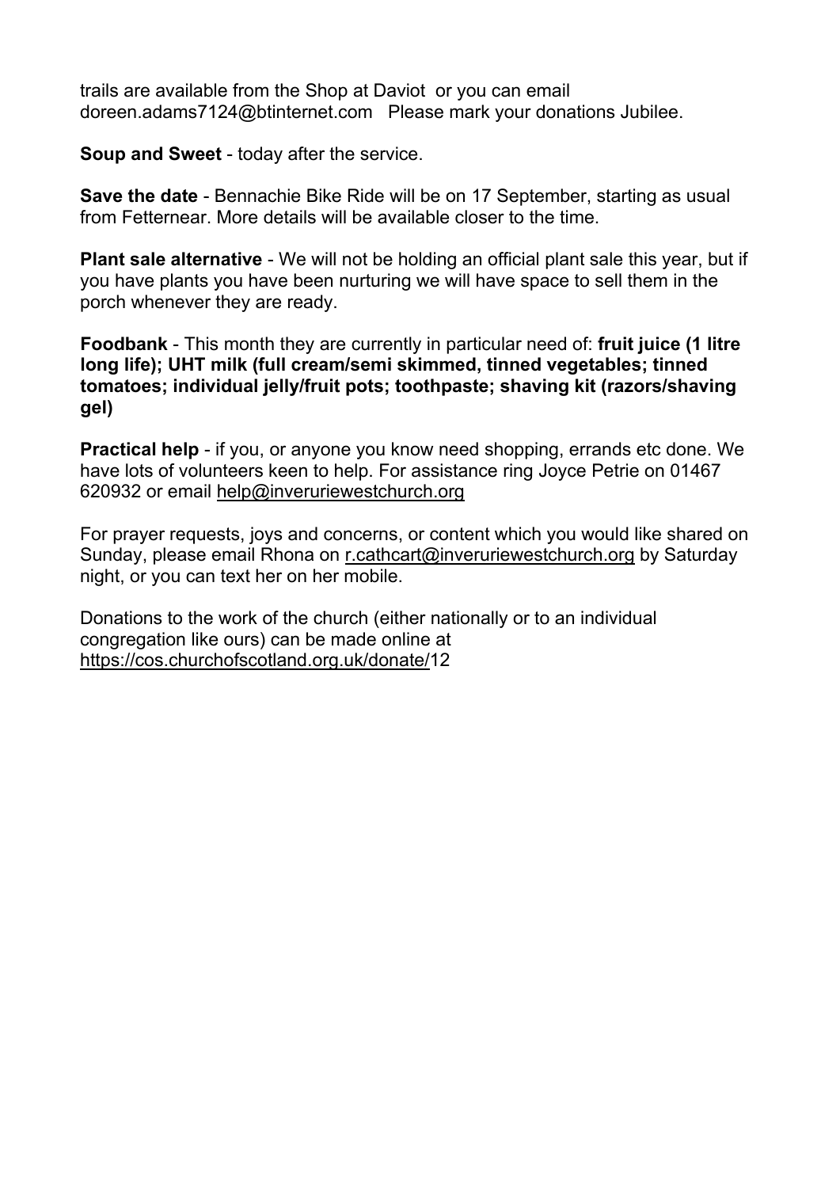trails are available from the Shop at Daviot or you can email doreen.adams7124@btinternet.com Please mark your donations Jubilee.

**Soup and Sweet** - today after the service.

**Save the date** - Bennachie Bike Ride will be on 17 September, starting as usual from Fetternear. More details will be available closer to the time.

**Plant sale alternative** - We will not be holding an official plant sale this year, but if you have plants you have been nurturing we will have space to sell them in the porch whenever they are ready.

**Foodbank** - This month they are currently in particular need of: **fruit juice (1 litre long life); UHT milk (full cream/semi skimmed, tinned vegetables; tinned tomatoes; individual jelly/fruit pots; toothpaste; shaving kit (razors/shaving gel)**

**Practical help** - if you, or anyone you know need shopping, errands etc done. We have lots of volunteers keen to help. For assistance ring Joyce Petrie on 01467 620932 or email help@inveruriewestchurch.org

For prayer requests, joys and concerns, or content which you would like shared on Sunday, please email Rhona on r.cathcart@inveruriewestchurch.org by Saturday night, or you can text her on her mobile.

Donations to the work of the church (either nationally or to an individual congregation like ours) can be made online at https://cos.churchofscotland.org.uk/donate/12